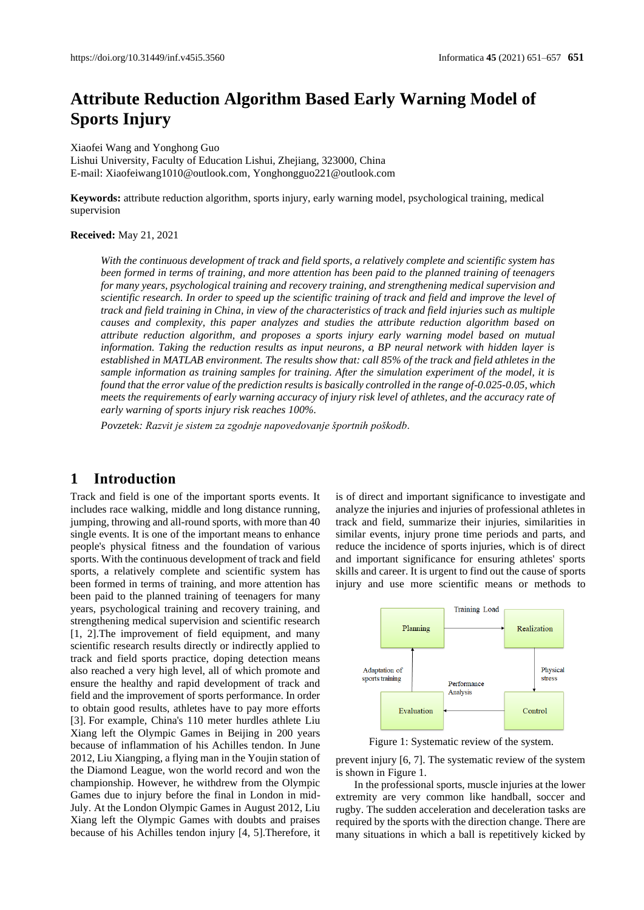https://doi.org/10.31449/inf.v45i5.3560

# Attribute Reduction Algorithm Based Early Warning Model of Sports Injury

Xiaofei Wang and Yonghong Guo
Lishui University, Faculty of Education Lishui, Zhejiang, 323000, China
E-mail: Xiaofeiwang1010@outlook.com, Yonghongguo221@outlook.com

**Keywords:** attribute reduction algorithm, sports injury, early warning model, psychological training, medical supervision

**Received:** May 21, 2021

*With the continuous development of track and field sports, a relatively complete and scientific system has been formed in terms of training, and more attention has been paid to the planned training of teenagers for many years, psychological training and recovery training, and strengthening medical supervision and scientific research. In order to speed up the scientific training of track and field and improve the level of track and field training in China, in view of the characteristics of track and field injuries such as multiple causes and complexity, this paper analyzes and studies the attribute reduction algorithm based on attribute reduction algorithm, and proposes a sports injury early warning model based on mutual information. Taking the reduction results as input neurons, a BP neural network with hidden layer is established in MATLAB environment. The results show that: call 85% of the track and field athletes in the sample information as training samples for training. After the simulation experiment of the model, it is found that the error value of the prediction results is basically controlled in the range of-0.025-0.05, which meets the requirements of early warning accuracy of injury risk level of athletes, and the accuracy rate of early warning of sports injury risk reaches 100%.*

*Povzetek: Razvit je sistem za zgodnje napovedovanje športnih poškodb.*

## 1 Introduction

Track and field is one of the important sports events. It includes race walking, middle and long distance running, jumping, throwing and all-round sports, with more than 40 single events. It is one of the important means to enhance people's physical fitness and the foundation of various sports. With the continuous development of track and field sports, a relatively complete and scientific system has been formed in terms of training, and more attention has been paid to the planned training of teenagers for many years, psychological training and recovery training, and strengthening medical supervision and scientific research [1, 2].The improvement of field equipment, and many scientific research results directly or indirectly applied to track and field sports practice, doping detection means also reached a very high level, all of which promote and ensure the healthy and rapid development of track and field and the improvement of sports performance. In order to obtain good results, athletes have to pay more efforts [3]. For example, China's 110 meter hurdles athlete Liu Xiang left the Olympic Games in Beijing in 200 years because of inflammation of his Achilles tendon. In June 2012, Liu Xiangping, a flying man in the Youjin station of the Diamond League, won the world record and won the championship. However, he withdrew from the Olympic Games due to injury before the final in London in mid-July. At the London Olympic Games in August 2012, Liu Xiang left the Olympic Games with doubts and praises because of his Achilles tendon injury [4, 5].Therefore, it is of direct and important significance to investigate and analyze the injuries and injuries of professional athletes in track and field, summarize their injuries, similarities in similar events, injury prone time periods and parts, and reduce the incidence of sports injuries, which is of direct and important significance for ensuring athletes' sports skills and career. It is urgent to find out the cause of sports injury and use more scientific means or methods to prevent injury [6, 7]. The systematic review of the system is shown in Figure 1.

Figure 1: Systematic review of the system.

In the professional sports, muscle injuries at the lower extremity are very common like handball, soccer and rugby. The sudden acceleration and deceleration tasks are required by the sports with the direction change. There are many situations in which a ball is repetitively kicked by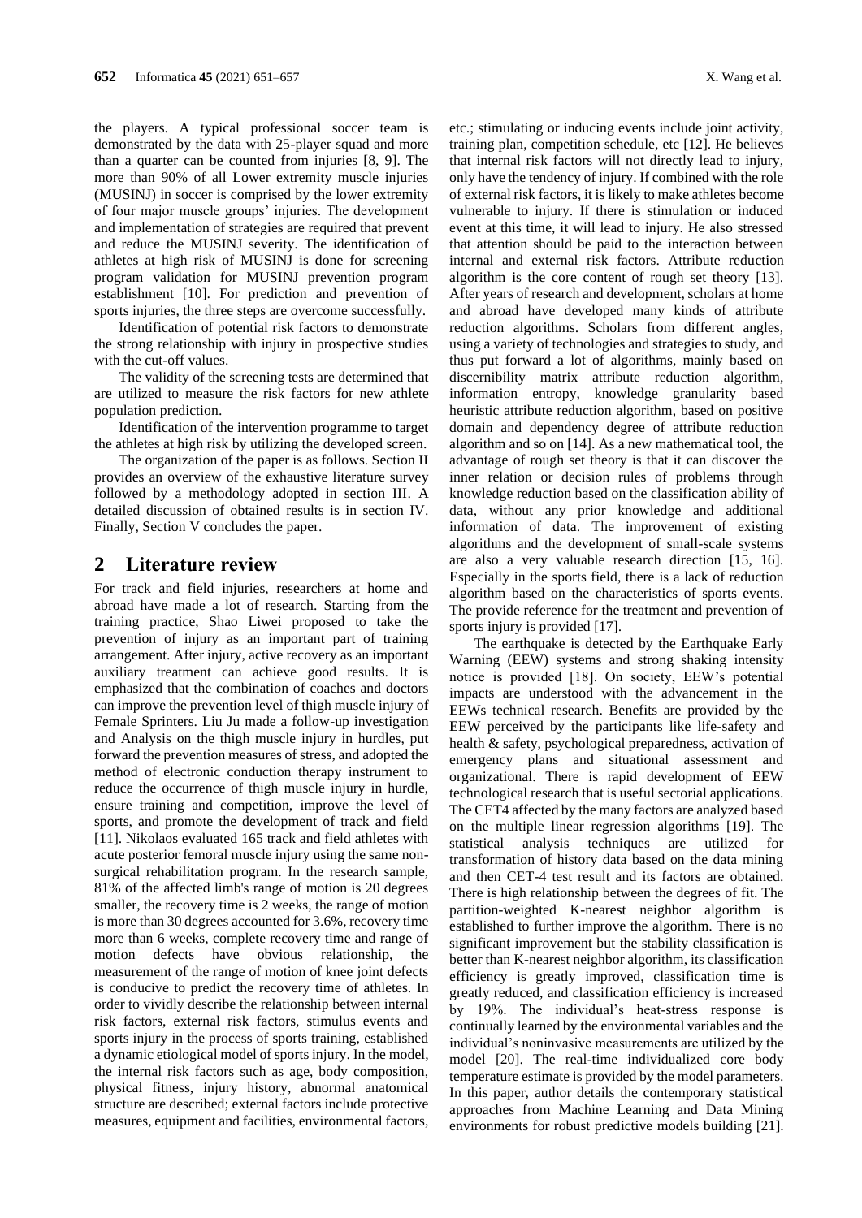the players. A typical professional soccer team is demonstrated by the data with 25-player squad and more than a quarter can be counted from injuries [8, 9]. The more than 90% of all Lower extremity muscle injuries (MUSINJ) in soccer is comprised by the lower extremity of four major muscle groups' injuries. The development and implementation of strategies are required that prevent and reduce the MUSINJ severity. The identification of athletes at high risk of MUSINJ is done for screening program validation for MUSINJ prevention program establishment [10]. For prediction and prevention of sports injuries, the three steps are overcome successfully.

Identification of potential risk factors to demonstrate the strong relationship with injury in prospective studies with the cut-off values.

The validity of the screening tests are determined that are utilized to measure the risk factors for new athlete population prediction.

Identification of the intervention programme to target the athletes at high risk by utilizing the developed screen.

The organization of the paper is as follows. Section II provides an overview of the exhaustive literature survey followed by a methodology adopted in section III. A detailed discussion of obtained results is in section IV. Finally, Section V concludes the paper.

## 2 Literature review

For track and field injuries, researchers at home and abroad have made a lot of research. Starting from the training practice, Shao Liwei proposed to take the prevention of injury as an important part of training arrangement. After injury, active recovery as an important auxiliary treatment can achieve good results. It is emphasized that the combination of coaches and doctors can improve the prevention level of thigh muscle injury of Female Sprinters. Liu Ju made a follow-up investigation and Analysis on the thigh muscle injury in hurdles, put forward the prevention measures of stress, and adopted the method of electronic conduction therapy instrument to reduce the occurrence of thigh muscle injury in hurdle, ensure training and competition, improve the level of sports, and promote the development of track and field [11]. Nikolaos evaluated 165 track and field athletes with acute posterior femoral muscle injury using the same non-surgical rehabilitation program. In the research sample, 81% of the affected limb's range of motion is 20 degrees smaller, the recovery time is 2 weeks, the range of motion is more than 30 degrees accounted for 3.6%, recovery time more than 6 weeks, complete recovery time and range of motion defects have obvious relationship, the measurement of the range of motion of knee joint defects is conducive to predict the recovery time of athletes. In order to vividly describe the relationship between internal risk factors, external risk factors, stimulus events and sports injury in the process of sports training, established a dynamic etiological model of sports injury. In the model, the internal risk factors such as age, body composition, physical fitness, injury history, abnormal anatomical structure are described; external factors include protective measures, equipment and facilities, environmental factors, etc.; stimulating or inducing events include joint activity, training plan, competition schedule, etc [12]. He believes that internal risk factors will not directly lead to injury, only have the tendency of injury. If combined with the role of external risk factors, it is likely to make athletes become vulnerable to injury. If there is stimulation or induced event at this time, it will lead to injury. He also stressed that attention should be paid to the interaction between internal and external risk factors. Attribute reduction algorithm is the core content of rough set theory [13]. After years of research and development, scholars at home and abroad have developed many kinds of attribute reduction algorithms. Scholars from different angles, using a variety of technologies and strategies to study, and thus put forward a lot of algorithms, mainly based on discernibility matrix attribute reduction algorithm, information entropy, knowledge granularity based heuristic attribute reduction algorithm, based on positive domain and dependency degree of attribute reduction algorithm and so on [14]. As a new mathematical tool, the advantage of rough set theory is that it can discover the inner relation or decision rules of problems through knowledge reduction based on the classification ability of data, without any prior knowledge and additional information of data. The improvement of existing algorithms and the development of small-scale systems are also a very valuable research direction [15, 16]. Especially in the sports field, there is a lack of reduction algorithm based on the characteristics of sports events. The provide reference for the treatment and prevention of sports injury is provided [17].

The earthquake is detected by the Earthquake Early Warning (EEW) systems and strong shaking intensity notice is provided [18]. On society, EEW's potential impacts are understood with the advancement in the EEWs technical research. Benefits are provided by the EEW perceived by the participants like life-safety and health & safety, psychological preparedness, activation of emergency plans and situational assessment and organizational. There is rapid development of EEW technological research that is useful sectorial applications. The CET4 affected by the many factors are analyzed based on the multiple linear regression algorithms [19]. The statistical analysis techniques are utilized for transformation of history data based on the data mining and then CET-4 test result and its factors are obtained. There is high relationship between the degrees of fit. The partition-weighted K-nearest neighbor algorithm is established to further improve the algorithm. There is no significant improvement but the stability classification is better than K-nearest neighbor algorithm, its classification efficiency is greatly improved, classification time is greatly reduced, and classification efficiency is increased by 19%. The individual's heat-stress response is continually learned by the environmental variables and the individual's noninvasive measurements are utilized by the model [20]. The real-time individualized core body temperature estimate is provided by the model parameters. In this paper, author details the contemporary statistical approaches from Machine Learning and Data Mining environments for robust predictive models building [21].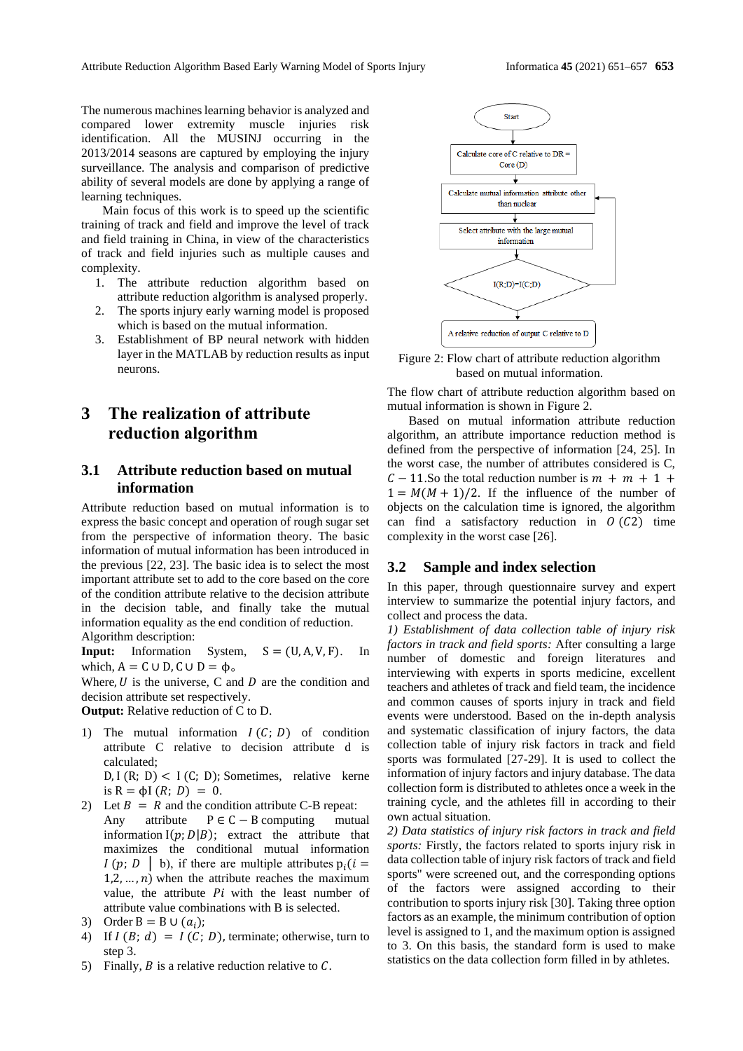The numerous machines learning behavior is analyzed and compared lower extremity muscle injuries risk identification. All the MUSINJ occurring in the 2013/2014 seasons are captured by employing the injury surveillance. The analysis and comparison of predictive ability of several models are done by applying a range of learning techniques.

Main focus of this work is to speed up the scientific training of track and field and improve the level of track and field training in China, in view of the characteristics of track and field injuries such as multiple causes and complexity.

1. The attribute reduction algorithm based on attribute reduction algorithm is analysed properly.
2. The sports injury early warning model is proposed which is based on the mutual information.
3. Establishment of BP neural network with hidden layer in the MATLAB by reduction results as input neurons.

# 3 The realization of attribute reduction algorithm

## 3.1 Attribute reduction based on mutual information

Attribute reduction based on mutual information is to express the basic concept and operation of rough sugar set from the perspective of information theory. The basic information of mutual information has been introduced in the previous [22, 23]. The basic idea is to select the most important attribute set to add to the core based on the core of the condition attribute relative to the decision attribute in the decision table, and finally take the mutual information equality as the end condition of reduction.

Algorithm description:

**Input:** Information System, $S = (U, A, V, F)$. In which, $A = C \cup D, C \cup D = \phi$。

Where, $U$ is the universe, C and $D$ are the condition and decision attribute set respectively.

**Output:** Relative reduction of C to D.

1) The mutual information $I\,(C;\,D)$ of condition attribute C relative to decision attribute d is calculated;
   D, I (R; D) $<$ I (C; D); Sometimes, relative kerne is $R = \phi I\,(R;\,D)\; = \;0$.
2) Let $B\; = \;R$ and the condition attribute C-B repeat: Any attribute $P \in C - B$ computing mutual information $I(p; D|B)$; extract the attribute that maximizes the conditional mutual information $I\,(p;\,D\;\big|\;b)$, if there are multiple attributes $p_i(i = 1,2,\ldots,n)$ when the attribute reaches the maximum value, the attribute $Pi$ with the least number of attribute value combinations with B is selected.
3) Order $B = B \cup (a_i)$;
4) If $I\,(B;\,d)\; = \;I\,(C;\,D)$, terminate; otherwise, turn to step 3.
5) Finally, $B$ is a relative reduction relative to $C$.

Figure 2: Flow chart of attribute reduction algorithm based on mutual information.

The flow chart of attribute reduction algorithm based on mutual information is shown in Figure 2.

Based on mutual information attribute reduction algorithm, an attribute importance reduction method is defined from the perspective of information [24, 25]. In the worst case, the number of attributes considered is C, $C - 11$.So the total reduction number is $m\; +\; m\; +\; 1\; +\; 1 = M(M + 1)/2$. If the influence of the number of objects on the calculation time is ignored, the algorithm can find a satisfactory reduction in $O\,(C2)$ time complexity in the worst case [26].

## 3.2 Sample and index selection

In this paper, through questionnaire survey and expert interview to summarize the potential injury factors, and collect and process the data.

*1) Establishment of data collection table of injury risk factors in track and field sports:* After consulting a large number of domestic and foreign literatures and interviewing with experts in sports medicine, excellent teachers and athletes of track and field team, the incidence and common causes of sports injury in track and field events were understood. Based on the in-depth analysis and systematic classification of injury factors, the data collection table of injury risk factors in track and field sports was formulated [27-29]. It is used to collect the information of injury factors and injury database. The data collection form is distributed to athletes once a week in the training cycle, and the athletes fill in according to their own actual situation.

*2) Data statistics of injury risk factors in track and field sports:* Firstly, the factors related to sports injury risk in data collection table of injury risk factors of track and field sports" were screened out, and the corresponding options of the factors were assigned according to their contribution to sports injury risk [30]. Taking three option factors as an example, the minimum contribution of option level is assigned to 1, and the maximum option is assigned to 3. On this basis, the standard form is used to make statistics on the data collection form filled in by athletes.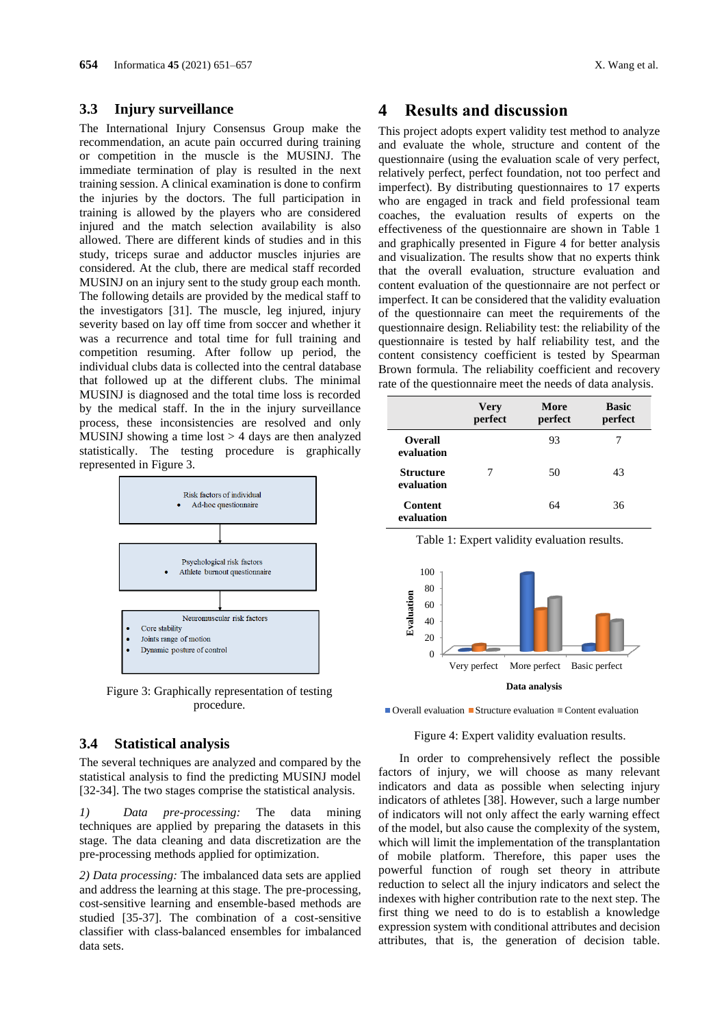### 3.3 Injury surveillance

The International Injury Consensus Group make the recommendation, an acute pain occurred during training or competition in the muscle is the MUSINJ. The immediate termination of play is resulted in the next training session. A clinical examination is done to confirm the injuries by the doctors. The full participation in training is allowed by the players who are considered injured and the match selection availability is also allowed. There are different kinds of studies and in this study, triceps surae and adductor muscles injuries are considered. At the club, there are medical staff recorded MUSINJ on an injury sent to the study group each month. The following details are provided by the medical staff to the investigators [31]. The muscle, leg injured, injury severity based on lay off time from soccer and whether it was a recurrence and total time for full training and competition resuming. After follow up period, the individual clubs data is collected into the central database that followed up at the different clubs. The minimal MUSINJ is diagnosed and the total time loss is recorded by the medical staff. In the in the injury surveillance process, these inconsistencies are resolved and only MUSINJ showing a time lost > 4 days are then analyzed statistically. The testing procedure is graphically represented in Figure 3.

Risk factors of individual
- Ad-hoc questionnaire

Psychological risk factors
- Athlete burnout questionnaire

Neuromuscular risk factors
- Core stability
- Joints range of motion
- Dynamic posture of control

Figure 3: Graphically representation of testing procedure.

### 3.4 Statistical analysis

The several techniques are analyzed and compared by the statistical analysis to find the predicting MUSINJ model [32-34]. The two stages comprise the statistical analysis.

*1) Data pre-processing:* The data mining techniques are applied by preparing the datasets in this stage. The data cleaning and data discretization are the pre-processing methods applied for optimization.

*2) Data processing:* The imbalanced data sets are applied and address the learning at this stage. The pre-processing, cost-sensitive learning and ensemble-based methods are studied [35-37]. The combination of a cost-sensitive classifier with class-balanced ensembles for imbalanced data sets.

## 4 Results and discussion

This project adopts expert validity test method to analyze and evaluate the whole, structure and content of the questionnaire (using the evaluation scale of very perfect, relatively perfect, perfect foundation, not too perfect and imperfect). By distributing questionnaires to 17 experts who are engaged in track and field professional team coaches, the evaluation results of experts on the effectiveness of the questionnaire are shown in Table 1 and graphically presented in Figure 4 for better analysis and visualization. The results show that no experts think that the overall evaluation, structure evaluation and content evaluation of the questionnaire are not perfect or imperfect. It can be considered that the validity evaluation of the questionnaire can meet the requirements of the questionnaire design. Reliability test: the reliability of the questionnaire is tested by half reliability test, and the content consistency coefficient is tested by Spearman Brown formula. The reliability coefficient and recovery rate of the questionnaire meet the needs of data analysis.

| | Very perfect | More perfect | Basic perfect |
|---|---|---|---|
| **Overall evaluation** | | 93 | 7 |
| **Structure evaluation** | 7 | 50 | 43 |
| **Content evaluation** | | 64 | 36 |

Table 1: Expert validity evaluation results.

Figure 4: Expert validity evaluation results.

In order to comprehensively reflect the possible factors of injury, we will choose as many relevant indicators and data as possible when selecting injury indicators of athletes [38]. However, such a large number of indicators will not only affect the early warning effect of the model, but also cause the complexity of the system, which will limit the implementation of the transplantation of mobile platform. Therefore, this paper uses the powerful function of rough set theory in attribute reduction to select all the injury indicators and select the indexes with higher contribution rate to the next step. The first thing we need to do is to establish a knowledge expression system with conditional attributes and decision attributes, that is, the generation of decision table.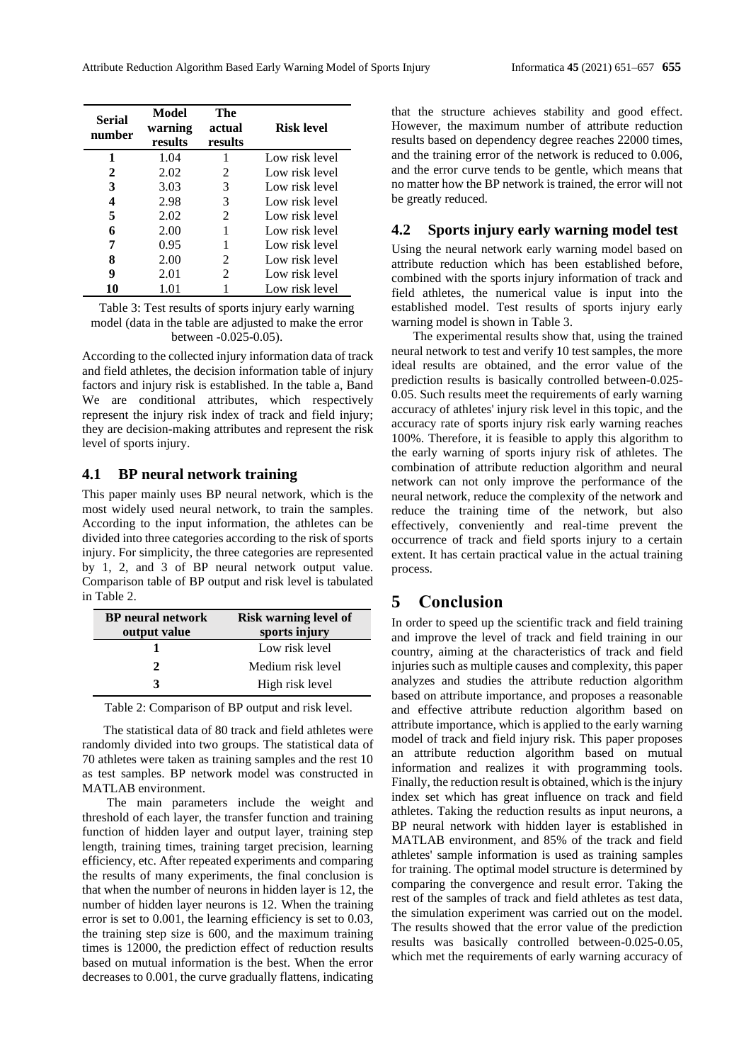| Serial number | Model warning results | The actual results | Risk level |
|---|---|---|---|
| 1 | 1.04 | 1 | Low risk level |
| 2 | 2.02 | 2 | Low risk level |
| 3 | 3.03 | 3 | Low risk level |
| 4 | 2.98 | 3 | Low risk level |
| 5 | 2.02 | 2 | Low risk level |
| 6 | 2.00 | 1 | Low risk level |
| 7 | 0.95 | 1 | Low risk level |
| 8 | 2.00 | 2 | Low risk level |
| 9 | 2.01 | 2 | Low risk level |
| 10 | 1.01 | 1 | Low risk level |

Table 3: Test results of sports injury early warning model (data in the table are adjusted to make the error between -0.025-0.05).

According to the collected injury information data of track and field athletes, the decision information table of injury factors and injury risk is established. In the table a, Band We are conditional attributes, which respectively represent the injury risk index of track and field injury; they are decision-making attributes and represent the risk level of sports injury.

## 4.1 BP neural network training

This paper mainly uses BP neural network, which is the most widely used neural network, to train the samples. According to the input information, the athletes can be divided into three categories according to the risk of sports injury. For simplicity, the three categories are represented by 1, 2, and 3 of BP neural network output value. Comparison table of BP output and risk level is tabulated in Table 2.

| BP neural network output value | Risk warning level of sports injury |
|---|---|
| 1 | Low risk level |
| 2 | Medium risk level |
| 3 | High risk level |

Table 2: Comparison of BP output and risk level.

The statistical data of 80 track and field athletes were randomly divided into two groups. The statistical data of 70 athletes were taken as training samples and the rest 10 as test samples. BP network model was constructed in MATLAB environment.

The main parameters include the weight and threshold of each layer, the transfer function and training function of hidden layer and output layer, training step length, training times, training target precision, learning efficiency, etc. After repeated experiments and comparing the results of many experiments, the final conclusion is that when the number of neurons in hidden layer is 12, the number of hidden layer neurons is 12. When the training error is set to 0.001, the learning efficiency is set to 0.03, the training step size is 600, and the maximum training times is 12000, the prediction effect of reduction results based on mutual information is the best. When the error decreases to 0.001, the curve gradually flattens, indicating that the structure achieves stability and good effect. However, the maximum number of attribute reduction results based on dependency degree reaches 22000 times, and the training error of the network is reduced to 0.006, and the error curve tends to be gentle, which means that no matter how the BP network is trained, the error will not be greatly reduced.

## 4.2 Sports injury early warning model test

Using the neural network early warning model based on attribute reduction which has been established before, combined with the sports injury information of track and field athletes, the numerical value is input into the established model. Test results of sports injury early warning model is shown in Table 3.

The experimental results show that, using the trained neural network to test and verify 10 test samples, the more ideal results are obtained, and the error value of the prediction results is basically controlled between-0.025-0.05. Such results meet the requirements of early warning accuracy of athletes' injury risk level in this topic, and the accuracy rate of sports injury risk early warning reaches 100%. Therefore, it is feasible to apply this algorithm to the early warning of sports injury risk of athletes. The combination of attribute reduction algorithm and neural network can not only improve the performance of the neural network, reduce the complexity of the network and reduce the training time of the network, but also effectively, conveniently and real-time prevent the occurrence of track and field sports injury to a certain extent. It has certain practical value in the actual training process.

# 5 Conclusion

In order to speed up the scientific track and field training and improve the level of track and field training in our country, aiming at the characteristics of track and field injuries such as multiple causes and complexity, this paper analyzes and studies the attribute reduction algorithm based on attribute importance, and proposes a reasonable and effective attribute reduction algorithm based on attribute importance, which is applied to the early warning model of track and field injury risk. This paper proposes an attribute reduction algorithm based on mutual information and realizes it with programming tools. Finally, the reduction result is obtained, which is the injury index set which has great influence on track and field athletes. Taking the reduction results as input neurons, a BP neural network with hidden layer is established in MATLAB environment, and 85% of the track and field athletes' sample information is used as training samples for training. The optimal model structure is determined by comparing the convergence and result error. Taking the rest of the samples of track and field athletes as test data, the simulation experiment was carried out on the model. The results showed that the error value of the prediction results was basically controlled between-0.025-0.05, which met the requirements of early warning accuracy of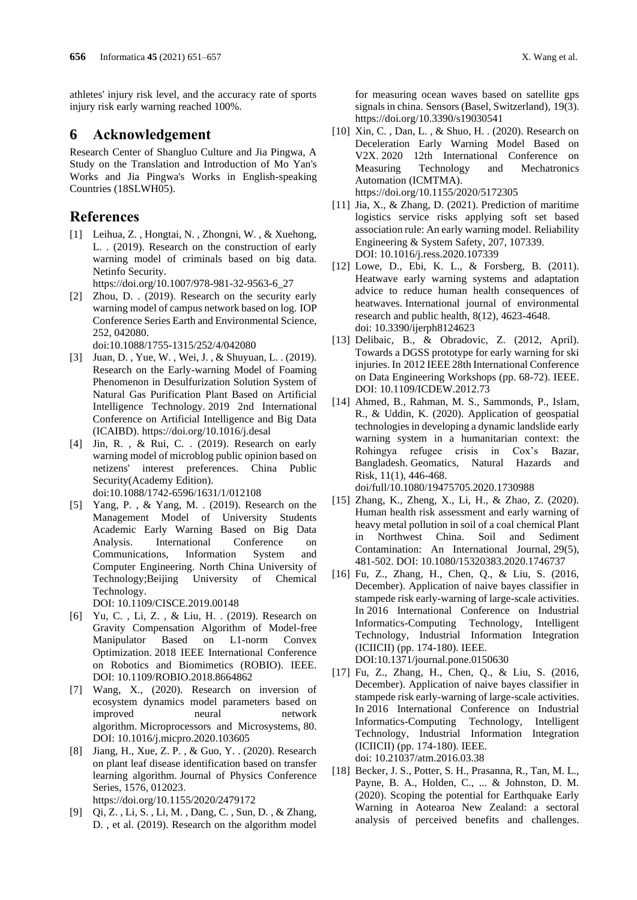athletes' injury risk level, and the accuracy rate of sports injury risk early warning reached 100%.

## 6 Acknowledgement

Research Center of Shangluo Culture and Jia Pingwa, A Study on the Translation and Introduction of Mo Yan's Works and Jia Pingwa's Works in English-speaking Countries (18SLWH05).

## References

[1] Leihua, Z. , Hongtai, N. , Zhongni, W. , & Xuehong, L. . (2019). Research on the construction of early warning model of criminals based on big data. Netinfo Security. https://doi.org/10.1007/978-981-32-9563-6_27

[2] Zhou, D. . (2019). Research on the security early warning model of campus network based on log. IOP Conference Series Earth and Environmental Science, 252, 042080. doi:10.1088/1755-1315/252/4/042080

[3] Juan, D. , Yue, W. , Wei, J. , & Shuyuan, L. . (2019). Research on the Early-warning Model of Foaming Phenomenon in Desulfurization Solution System of Natural Gas Purification Plant Based on Artificial Intelligence Technology. 2019 2nd International Conference on Artificial Intelligence and Big Data (ICAIBD). https://doi.org/10.1016/j.desal

[4] Jin, R. , & Rui, C. . (2019). Research on early warning model of microblog public opinion based on netizens' interest preferences. China Public Security(Academy Edition). doi:10.1088/1742-6596/1631/1/012108

[5] Yang, P. , & Yang, M. . (2019). Research on the Management Model of University Students Academic Early Warning Based on Big Data Analysis. International Conference on Communications, Information System and Computer Engineering. North China University of Technology;Beijing University of Chemical Technology. DOI: 10.1109/CISCE.2019.00148

[6] Yu, C. , Li, Z. , & Liu, H. . (2019). Research on Gravity Compensation Algorithm of Model-free Manipulator Based on L1-norm Convex Optimization. 2018 IEEE International Conference on Robotics and Biomimetics (ROBIO). IEEE. DOI: 10.1109/ROBIO.2018.8664862

[7] Wang, X., (2020). Research on inversion of ecosystem dynamics model parameters based on improved neural network algorithm. Microprocessors and Microsystems, 80. DOI: 10.1016/j.micpro.2020.103605

[8] Jiang, H., Xue, Z. P. , & Guo, Y. . (2020). Research on plant leaf disease identification based on transfer learning algorithm. Journal of Physics Conference Series, 1576, 012023. https://doi.org/10.1155/2020/2479172

[9] Qi, Z. , Li, S. , Li, M. , Dang, C. , Sun, D. , & Zhang, D. , et al. (2019). Research on the algorithm model for measuring ocean waves based on satellite gps signals in china. Sensors (Basel, Switzerland), 19(3). https://doi.org/10.3390/s19030541

[10] Xin, C. , Dan, L. , & Shuo, H. . (2020). Research on Deceleration Early Warning Model Based on V2X. 2020 12th International Conference on Measuring Technology and Mechatronics Automation (ICMTMA). https://doi.org/10.1155/2020/5172305

[11] Jia, X., & Zhang, D. (2021). Prediction of maritime logistics service risks applying soft set based association rule: An early warning model. Reliability Engineering & System Safety, 207, 107339. DOI: 10.1016/j.ress.2020.107339

[12] Lowe, D., Ebi, K. L., & Forsberg, B. (2011). Heatwave early warning systems and adaptation advice to reduce human health consequences of heatwaves. International journal of environmental research and public health, 8(12), 4623-4648. doi: 10.3390/ijerph8124623

[13] Delibaic, B., & Obradovic, Z. (2012, April). Towards a DGSS prototype for early warning for ski injuries. In 2012 IEEE 28th International Conference on Data Engineering Workshops (pp. 68-72). IEEE. DOI: 10.1109/ICDEW.2012.73

[14] Ahmed, B., Rahman, M. S., Sammonds, P., Islam, R., & Uddin, K. (2020). Application of geospatial technologies in developing a dynamic landslide early warning system in a humanitarian context: the Rohingya refugee crisis in Cox's Bazar, Bangladesh. Geomatics, Natural Hazards and Risk, 11(1), 446-468. doi/full/10.1080/19475705.2020.1730988

[15] Zhang, K., Zheng, X., Li, H., & Zhao, Z. (2020). Human health risk assessment and early warning of heavy metal pollution in soil of a coal chemical Plant in Northwest China. Soil and Sediment Contamination: An International Journal, 29(5), 481-502. DOI: 10.1080/15320383.2020.1746737

[16] Fu, Z., Zhang, H., Chen, Q., & Liu, S. (2016, December). Application of naive bayes classifier in stampede risk early-warning of large-scale activities. In 2016 International Conference on Industrial Informatics-Computing Technology, Intelligent Technology, Industrial Information Integration (ICIICII) (pp. 174-180). IEEE. DOI:10.1371/journal.pone.0150630

[17] Fu, Z., Zhang, H., Chen, Q., & Liu, S. (2016, December). Application of naive bayes classifier in stampede risk early-warning of large-scale activities. In 2016 International Conference on Industrial Informatics-Computing Technology, Intelligent Technology, Industrial Information Integration (ICIICII) (pp. 174-180). IEEE. doi: 10.21037/atm.2016.03.38

[18] Becker, J. S., Potter, S. H., Prasanna, R., Tan, M. L., Payne, B. A., Holden, C., ... & Johnston, D. M. (2020). Scoping the potential for Earthquake Early Warning in Aotearoa New Zealand: a sectoral analysis of perceived benefits and challenges.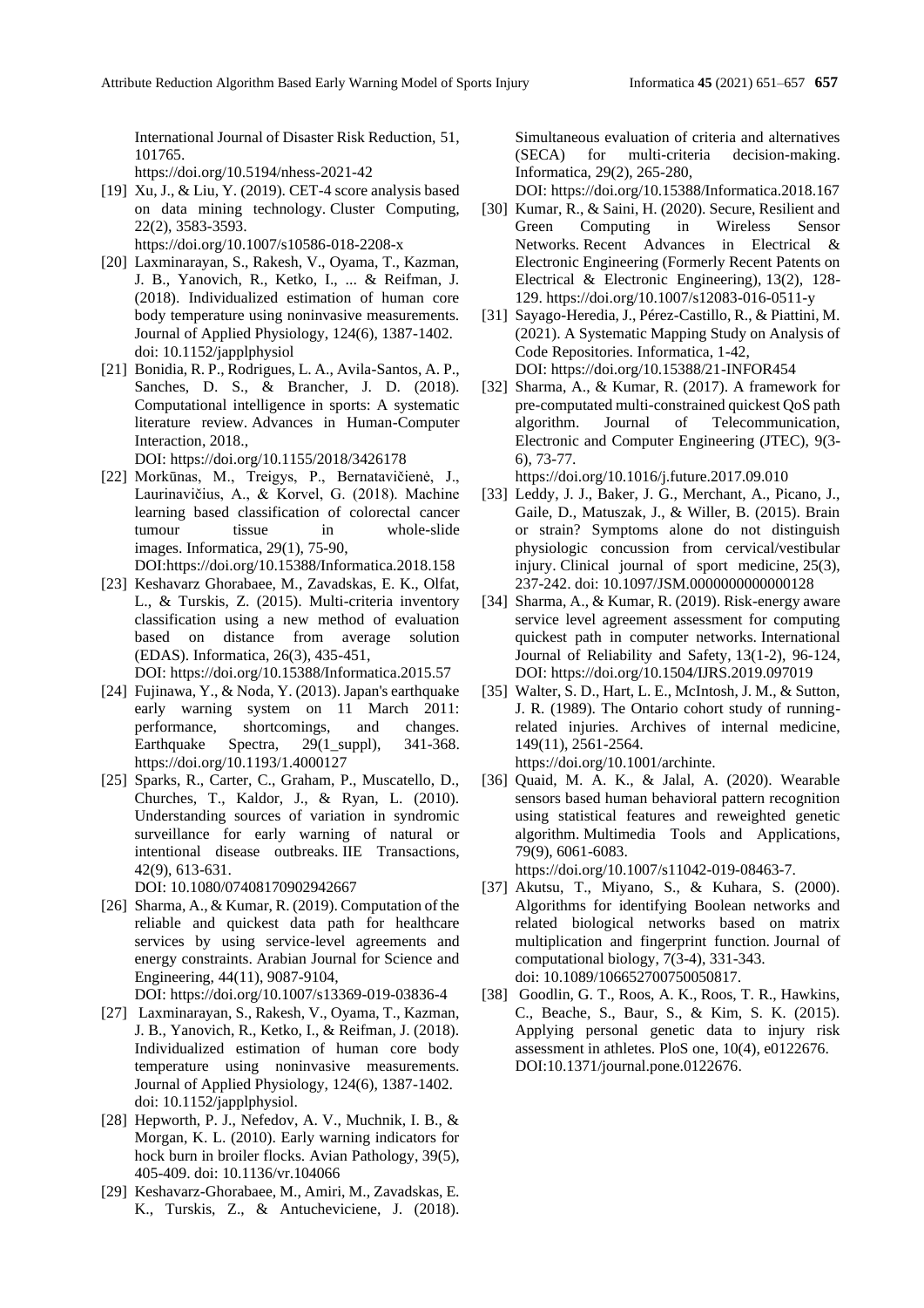International Journal of Disaster Risk Reduction, 51, 101765.
https://doi.org/10.5194/nhess-2021-42

[19] Xu, J., & Liu, Y. (2019). CET-4 score analysis based on data mining technology. Cluster Computing, 22(2), 3583-3593.
https://doi.org/10.1007/s10586-018-2208-x

[20] Laxminarayan, S., Rakesh, V., Oyama, T., Kazman, J. B., Yanovich, R., Ketko, I., ... & Reifman, J. (2018). Individualized estimation of human core body temperature using noninvasive measurements. Journal of Applied Physiology, 124(6), 1387-1402. doi: 10.1152/japplphysiol

[21] Bonidia, R. P., Rodrigues, L. A., Avila-Santos, A. P., Sanches, D. S., & Brancher, J. D. (2018). Computational intelligence in sports: A systematic literature review. Advances in Human-Computer Interaction, 2018.,
DOI: https://doi.org/10.1155/2018/3426178

[22] Morkūnas, M., Treigys, P., Bernatavičienė, J., Laurinavičius, A., & Korvel, G. (2018). Machine learning based classification of colorectal cancer tumour tissue in whole-slide images. Informatica, 29(1), 75-90,
DOI:https://doi.org/10.15388/Informatica.2018.158

[23] Keshavarz Ghorabaee, M., Zavadskas, E. K., Olfat, L., & Turskis, Z. (2015). Multi-criteria inventory classification using a new method of evaluation based on distance from average solution (EDAS). Informatica, 26(3), 435-451,
DOI: https://doi.org/10.15388/Informatica.2015.57

[24] Fujinawa, Y., & Noda, Y. (2013). Japan's earthquake early warning system on 11 March 2011: performance, shortcomings, and changes. Earthquake Spectra, 29(1_suppl), 341-368. https://doi.org/10.1193/1.4000127

[25] Sparks, R., Carter, C., Graham, P., Muscatello, D., Churches, T., Kaldor, J., & Ryan, L. (2010). Understanding sources of variation in syndromic surveillance for early warning of natural or intentional disease outbreaks. IIE Transactions, 42(9), 613-631.
DOI: 10.1080/07408170902942667

[26] Sharma, A., & Kumar, R. (2019). Computation of the reliable and quickest data path for healthcare services by using service-level agreements and energy constraints. Arabian Journal for Science and Engineering, 44(11), 9087-9104,
DOI: https://doi.org/10.1007/s13369-019-03836-4

[27] Laxminarayan, S., Rakesh, V., Oyama, T., Kazman, J. B., Yanovich, R., Ketko, I., & Reifman, J. (2018). Individualized estimation of human core body temperature using noninvasive measurements. Journal of Applied Physiology, 124(6), 1387-1402. doi: 10.1152/japplphysiol.

[28] Hepworth, P. J., Nefedov, A. V., Muchnik, I. B., & Morgan, K. L. (2010). Early warning indicators for hock burn in broiler flocks. Avian Pathology, 39(5), 405-409. doi: 10.1136/vr.104066

[29] Keshavarz-Ghorabaee, M., Amiri, M., Zavadskas, E. K., Turskis, Z., & Antucheviciene, J. (2018). Simultaneous evaluation of criteria and alternatives (SECA) for multi-criteria decision-making. Informatica, 29(2), 265-280,
DOI: https://doi.org/10.15388/Informatica.2018.167

[30] Kumar, R., & Saini, H. (2020). Secure, Resilient and Green Computing in Wireless Sensor Networks. Recent Advances in Electrical & Electronic Engineering (Formerly Recent Patents on Electrical & Electronic Engineering), 13(2), 128-129. https://doi.org/10.1007/s12083-016-0511-y

[31] Sayago-Heredia, J., Pérez-Castillo, R., & Piattini, M. (2021). A Systematic Mapping Study on Analysis of Code Repositories. Informatica, 1-42,
DOI: https://doi.org/10.15388/21-INFOR454

[32] Sharma, A., & Kumar, R. (2017). A framework for pre-computated multi-constrained quickest QoS path algorithm. Journal of Telecommunication, Electronic and Computer Engineering (JTEC), 9(3-6), 73-77.
https://doi.org/10.1016/j.future.2017.09.010

[33] Leddy, J. J., Baker, J. G., Merchant, A., Picano, J., Gaile, D., Matuszak, J., & Willer, B. (2015). Brain or strain? Symptoms alone do not distinguish physiologic concussion from cervical/vestibular injury. Clinical journal of sport medicine, 25(3), 237-242. doi: 10.1097/JSM.0000000000000128

[34] Sharma, A., & Kumar, R. (2019). Risk-energy aware service level agreement assessment for computing quickest path in computer networks. International Journal of Reliability and Safety, 13(1-2), 96-124, DOI: https://doi.org/10.1504/IJRS.2019.097019

[35] Walter, S. D., Hart, L. E., McIntosh, J. M., & Sutton, J. R. (1989). The Ontario cohort study of running-related injuries. Archives of internal medicine, 149(11), 2561-2564.
https://doi.org/10.1001/archinte.

[36] Quaid, M. A. K., & Jalal, A. (2020). Wearable sensors based human behavioral pattern recognition using statistical features and reweighted genetic algorithm. Multimedia Tools and Applications, 79(9), 6061-6083.
https://doi.org/10.1007/s11042-019-08463-7.

[37] Akutsu, T., Miyano, S., & Kuhara, S. (2000). Algorithms for identifying Boolean networks and related biological networks based on matrix multiplication and fingerprint function. Journal of computational biology, 7(3-4), 331-343.
doi: 10.1089/106652700750050817.

[38] Goodlin, G. T., Roos, A. K., Roos, T. R., Hawkins, C., Beache, S., Baur, S., & Kim, S. K. (2015). Applying personal genetic data to injury risk assessment in athletes. PloS one, 10(4), e0122676. DOI:10.1371/journal.pone.0122676.